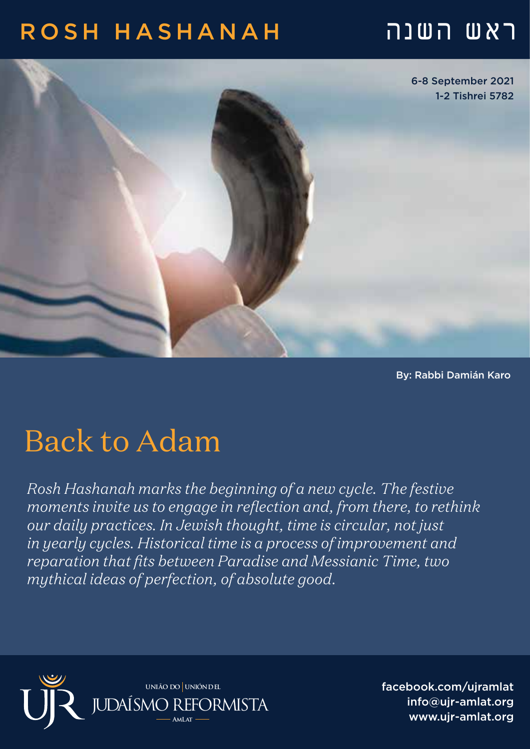# ROSH HASHANAH

ראש השנה

6-8 September 2021
1-2 Tishrei 5782

By: Rabbi Damián Karo

## Back to Adam

*Rosh Hashanah marks the beginning of a new cycle. The festive moments invite us to engage in reflection and, from there, to rethink our daily practices. In Jewish thought, time is circular, not just in yearly cycles. Historical time is a process of improvement and reparation that fits between Paradise and Messianic Time, two mythical ideas of perfection, of absolute good.*

UNIÃO DO | UNIÓN DEL JUDAÍSMO REFORMISTA — AMLAT

facebook.com/ujramlat
info@ujr-amlat.org
www.ujr-amlat.org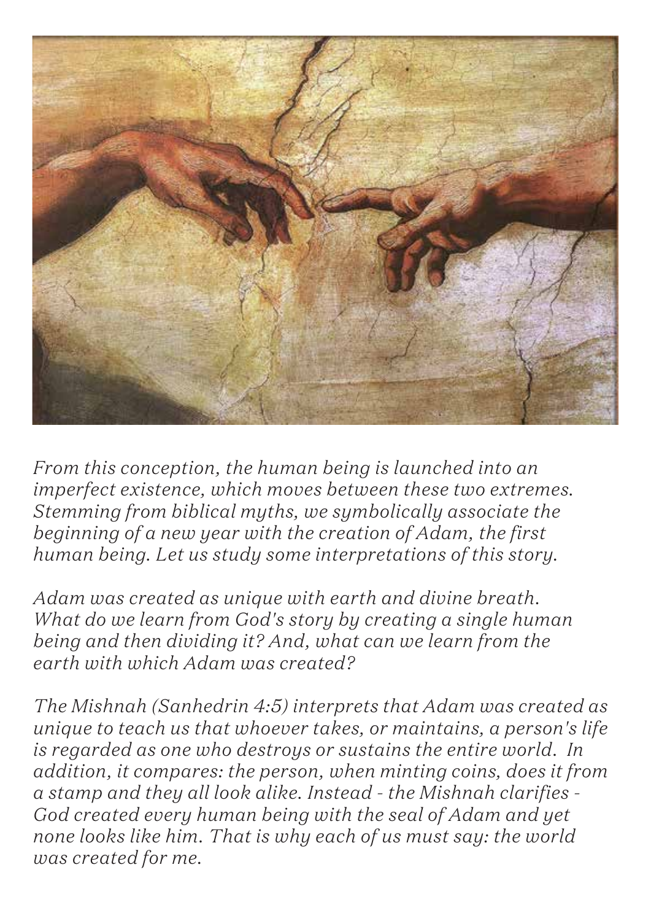*From this conception, the human being is launched into an imperfect existence, which moves between these two extremes. Stemming from biblical myths, we symbolically associate the beginning of a new year with the creation of Adam, the first human being. Let us study some interpretations of this story.*

*Adam was created as unique with earth and divine breath. What do we learn from God's story by creating a single human being and then dividing it? And, what can we learn from the earth with which Adam was created?*

*The Mishnah (Sanhedrin 4:5) interprets that Adam was created as unique to teach us that whoever takes, or maintains, a person's life is regarded as one who destroys or sustains the entire world. In addition, it compares: the person, when minting coins, does it from a stamp and they all look alike. Instead - the Mishnah clarifies - God created every human being with the seal of Adam and yet none looks like him. That is why each of us must say: the world was created for me.*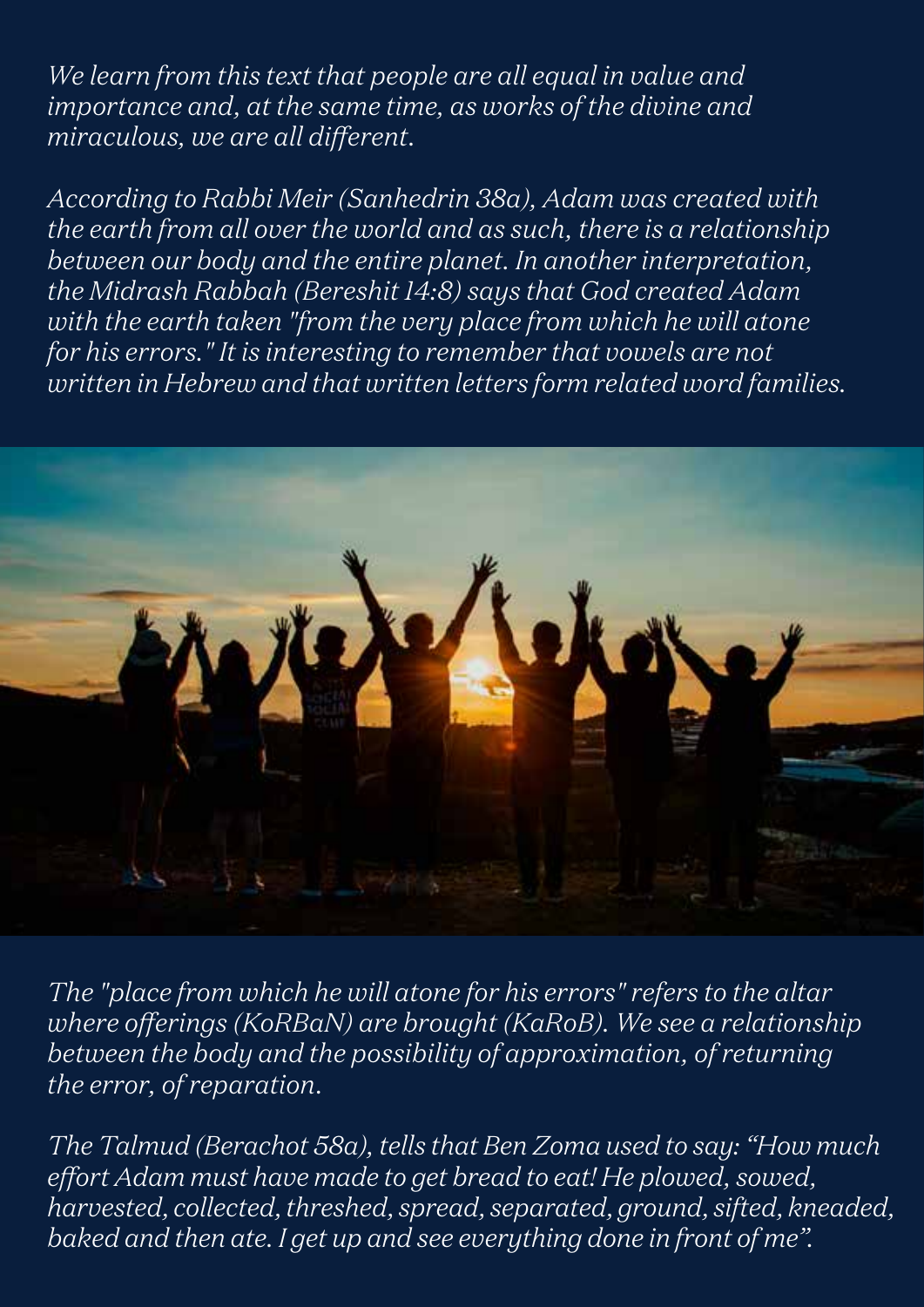*We learn from this text that people are all equal in value and importance and, at the same time, as works of the divine and miraculous, we are all different.*

*According to Rabbi Meir (Sanhedrin 38a), Adam was created with the earth from all over the world and as such, there is a relationship between our body and the entire planet. In another interpretation, the Midrash Rabbah (Bereshit 14:8) says that God created Adam with the earth taken "from the very place from which he will atone for his errors." It is interesting to remember that vowels are not written in Hebrew and that written letters form related word families.*

*The "place from which he will atone for his errors" refers to the altar where offerings (KoRBaN) are brought (KaRoB). We see a relationship between the body and the possibility of approximation, of returning the error, of reparation.*

*The Talmud (Berachot 58a), tells that Ben Zoma used to say: "How much effort Adam must have made to get bread to eat! He plowed, sowed, harvested, collected, threshed, spread, separated, ground, sifted, kneaded, baked and then ate. I get up and see everything done in front of me".*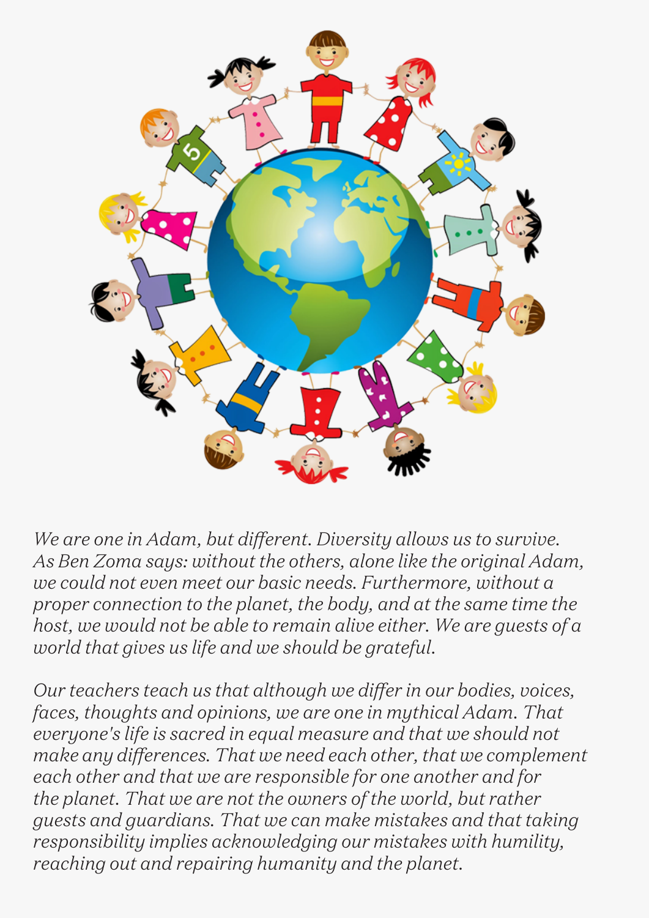*We are one in Adam, but different. Diversity allows us to survive. As Ben Zoma says: without the others, alone like the original Adam, we could not even meet our basic needs. Furthermore, without a proper connection to the planet, the body, and at the same time the host, we would not be able to remain alive either. We are guests of a world that gives us life and we should be grateful.*

*Our teachers teach us that although we differ in our bodies, voices, faces, thoughts and opinions, we are one in mythical Adam. That everyone's life is sacred in equal measure and that we should not make any differences. That we need each other, that we complement each other and that we are responsible for one another and for the planet. That we are not the owners of the world, but rather guests and guardians. That we can make mistakes and that taking responsibility implies acknowledging our mistakes with humility, reaching out and repairing humanity and the planet.*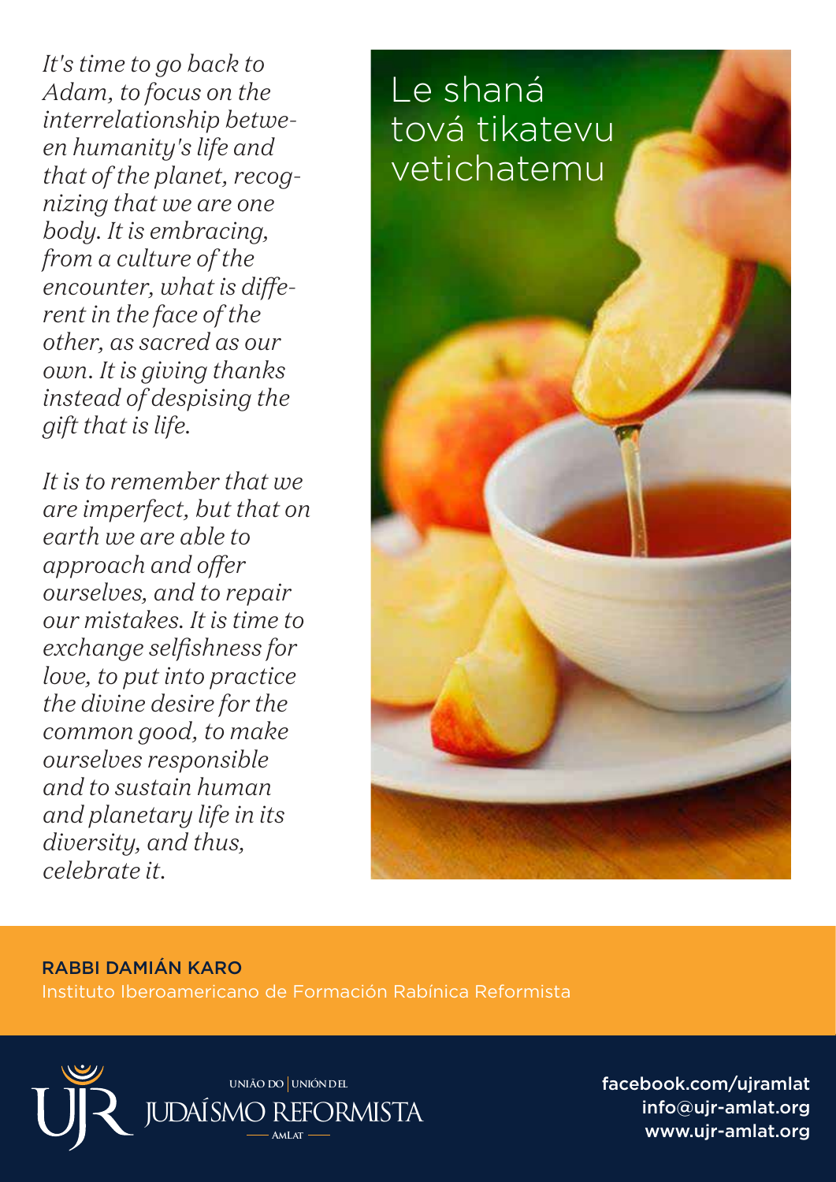*It's time to go back to Adam, to focus on the interrelationship between humanity's life and that of the planet, recognizing that we are one body. It is embracing, from a culture of the encounter, what is different in the face of the other, as sacred as our own. It is giving thanks instead of despising the gift that is life.*

*It is to remember that we are imperfect, but that on earth we are able to approach and offer ourselves, and to repair our mistakes. It is time to exchange selfishness for love, to put into practice the divine desire for the common good, to make ourselves responsible and to sustain human and planetary life in its diversity, and thus, celebrate it.*

Le shaná tová tikatevu vetichatemu

**RABBI DAMIÁN KARO**

Instituto Iberoamericano de Formación Rabínica Reformista

UNIÃO DO | UNIÓN DEL JUDAÍSMO REFORMISTA AMLAT

facebook.com/ujramlat
info@ujr-amlat.org
www.ujr-amlat.org